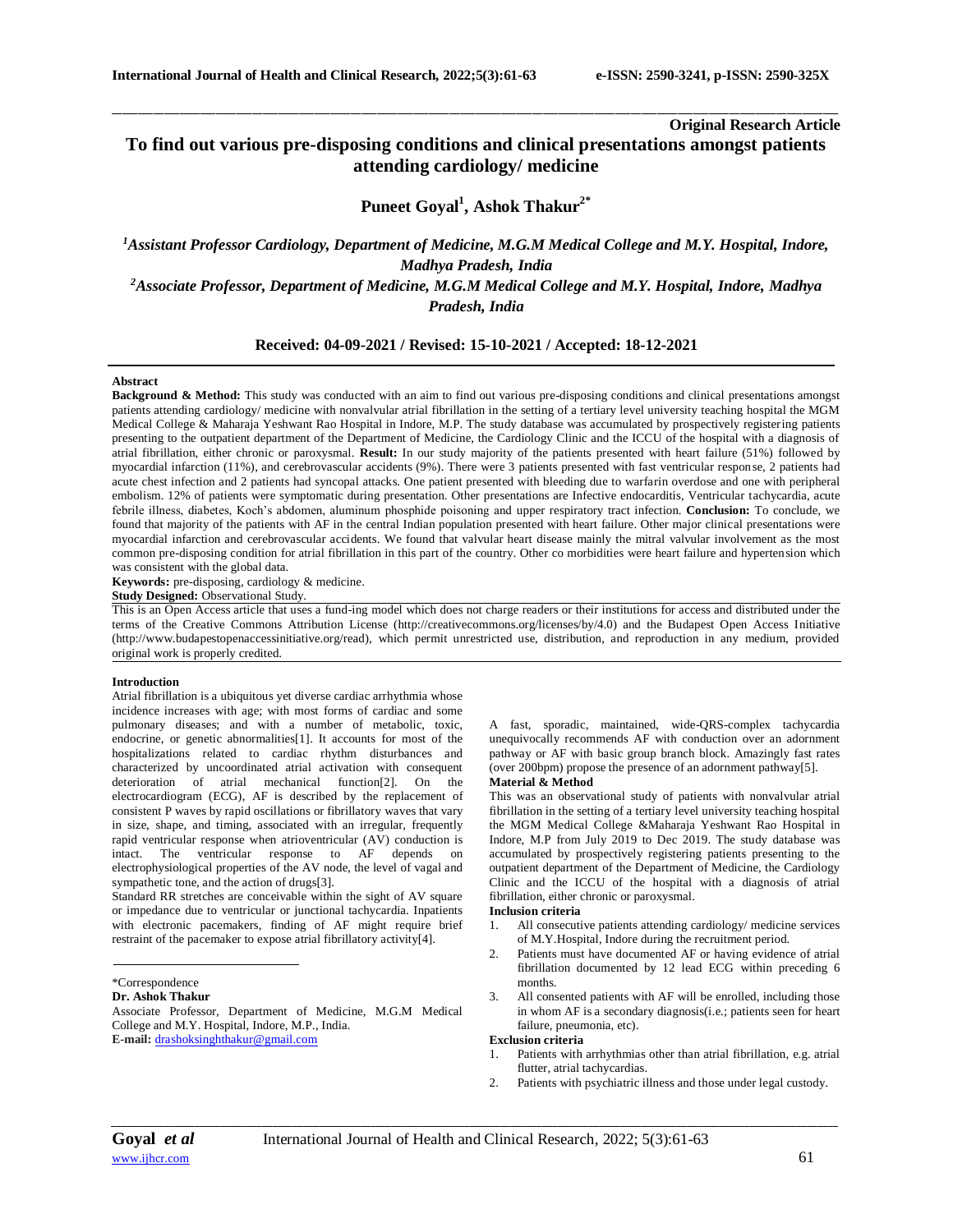**Original Research Article**

# To find out various pre-disposing conditions and clinical presentations amongst patients attending cardiology/ medicine

**Puneet Goyal[1], Ashok Thakur[2*]**

*[1]Assistant Professor Cardiology, Department of Medicine, M.G.M Medical College and M.Y. Hospital, Indore, Madhya Pradesh, India*

*[2]Associate Professor, Department of Medicine, M.G.M Medical College and M.Y. Hospital, Indore, Madhya Pradesh, India*

**Received: 04-09-2021 / Revised: 15-10-2021 / Accepted: 18-12-2021**

**Abstract**

**Background & Method:** This study was conducted with an aim to find out various pre-disposing conditions and clinical presentations amongst patients attending cardiology/ medicine with nonvalvular atrial fibrillation in the setting of a tertiary level university teaching hospital the MGM Medical College & Maharaja Yeshwant Rao Hospital in Indore, M.P. The study database was accumulated by prospectively registering patients presenting to the outpatient department of the Department of Medicine, the Cardiology Clinic and the ICCU of the hospital with a diagnosis of atrial fibrillation, either chronic or paroxysmal. **Result:** In our study majority of the patients presented with heart failure (51%) followed by myocardial infarction (11%), and cerebrovascular accidents (9%). There were 3 patients presented with fast ventricular response, 2 patients had acute chest infection and 2 patients had syncopal attacks. One patient presented with bleeding due to warfarin overdose and one with peripheral embolism. 12% of patients were symptomatic during presentation. Other presentations are Infective endocarditis, Ventricular tachycardia, acute febrile illness, diabetes, Koch's abdomen, aluminum phosphide poisoning and upper respiratory tract infection. **Conclusion:** To conclude, we found that majority of the patients with AF in the central Indian population presented with heart failure. Other major clinical presentations were myocardial infarction and cerebrovascular accidents. We found that valvular heart disease mainly the mitral valvular involvement as the most common pre-disposing condition for atrial fibrillation in this part of the country. Other co morbidities were heart failure and hypertension which was consistent with the global data.

**Keywords:** pre-disposing, cardiology & medicine.

**Study Designed:** Observational Study.

This is an Open Access article that uses a fund-ing model which does not charge readers or their institutions for access and distributed under the terms of the Creative Commons Attribution License (http://creativecommons.org/licenses/by/4.0) and the Budapest Open Access Initiative (http://www.budapestopenaccessinitiative.org/read), which permit unrestricted use, distribution, and reproduction in any medium, provided original work is properly credited.

## Introduction

Atrial fibrillation is a ubiquitous yet diverse cardiac arrhythmia whose incidence increases with age; with most forms of cardiac and some pulmonary diseases; and with a number of metabolic, toxic, endocrine, or genetic abnormalities[1]. It accounts for most of the hospitalizations related to cardiac rhythm disturbances and characterized by uncoordinated atrial activation with consequent deterioration of atrial mechanical function[2]. On the electrocardiogram (ECG), AF is described by the replacement of consistent P waves by rapid oscillations or fibrillatory waves that vary in size, shape, and timing, associated with an irregular, frequently rapid ventricular response when atrioventricular (AV) conduction is intact. The ventricular response to AF depends on electrophysiological properties of the AV node, the level of vagal and sympathetic tone, and the action of drugs[3].

Standard RR stretches are conceivable within the sight of AV square or impedance due to ventricular or junctional tachycardia. Inpatients with electronic pacemakers, finding of AF might require brief restraint of the pacemaker to expose atrial fibrillatory activity[4].

A fast, sporadic, maintained, wide-QRS-complex tachycardia unequivocally recommends AF with conduction over an adornment pathway or AF with basic group branch block. Amazingly fast rates (over 200bpm) propose the presence of an adornment pathway[5].

## Material & Method

This was an observational study of patients with nonvalvular atrial fibrillation in the setting of a tertiary level university teaching hospital the MGM Medical College &Maharaja Yeshwant Rao Hospital in Indore, M.P from July 2019 to Dec 2019. The study database was accumulated by prospectively registering patients presenting to the outpatient department of the Department of Medicine, the Cardiology Clinic and the ICCU of the hospital with a diagnosis of atrial fibrillation, either chronic or paroxysmal.

### Inclusion criteria

1. All consecutive patients attending cardiology/ medicine services of M.Y.Hospital, Indore during the recruitment period.
2. Patients must have documented AF or having evidence of atrial fibrillation documented by 12 lead ECG within preceding 6 months.
3. All consented patients with AF will be enrolled, including those in whom AF is a secondary diagnosis(i.e.; patients seen for heart failure, pneumonia, etc).

### Exclusion criteria

1. Patients with arrhythmias other than atrial fibrillation, e.g. atrial flutter, atrial tachycardias.
2. Patients with psychiatric illness and those under legal custody.

\*Correspondence

**Dr. Ashok Thakur**

Associate Professor, Department of Medicine, M.G.M Medical College and M.Y. Hospital, Indore, M.P., India.

**E-mail:** drashoksinghthakur@gmail.com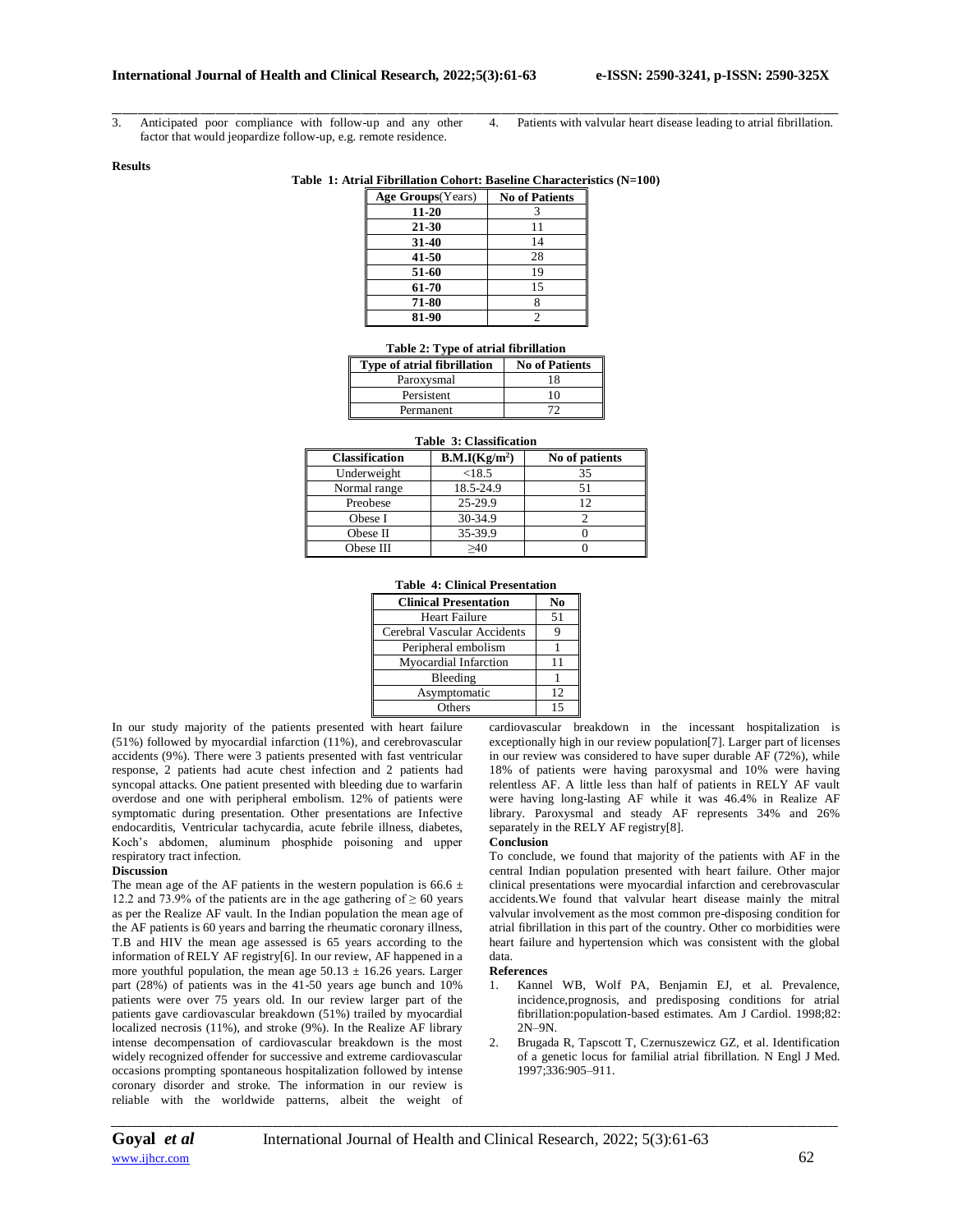3. Anticipated poor compliance with follow-up and any other factor that would jeopardize follow-up, e.g. remote residence.
4. Patients with valvular heart disease leading to atrial fibrillation.

**Results**

**Table 1: Atrial Fibrillation Cohort: Baseline Characteristics (N=100)**

| Age Groups(Years) | No of Patients |
|---|---|
| 11-20 | 3 |
| 21-30 | 11 |
| 31-40 | 14 |
| 41-50 | 28 |
| 51-60 | 19 |
| 61-70 | 15 |
| 71-80 | 8 |
| 81-90 | 2 |

**Table 2: Type of atrial fibrillation**

| Type of atrial fibrillation | No of Patients |
|---|---|
| Paroxysmal | 18 |
| Persistent | 10 |
| Permanent | 72 |

**Table 3: Classification**

| Classification | B.M.I(Kg/m$^2$) | No of patients |
|---|---|---|
| Underweight | <18.5 | 35 |
| Normal range | 18.5-24.9 | 51 |
| Preobese | 25-29.9 | 12 |
| Obese I | 30-34.9 | 2 |
| Obese II | 35-39.9 | 0 |
| Obese III | ≥40 | 0 |

**Table 4: Clinical Presentation**

| Clinical Presentation | No |
|---|---|
| Heart Failure | 51 |
| Cerebral Vascular Accidents | 9 |
| Peripheral embolism | 1 |
| Myocardial Infarction | 11 |
| Bleeding | 1 |
| Asymptomatic | 12 |
| Others | 15 |

In our study majority of the patients presented with heart failure (51%) followed by myocardial infarction (11%), and cerebrovascular accidents (9%). There were 3 patients presented with fast ventricular response, 2 patients had acute chest infection and 2 patients had syncopal attacks. One patient presented with bleeding due to warfarin overdose and one with peripheral embolism. 12% of patients were symptomatic during presentation. Other presentations are Infective endocarditis, Ventricular tachycardia, acute febrile illness, diabetes, Koch's abdomen, aluminum phosphide poisoning and upper respiratory tract infection.

**Discussion**

The mean age of the AF patients in the western population is 66.6 ± 12.2 and 73.9% of the patients are in the age gathering of ≥ 60 years as per the Realize AF vault. In the Indian population the mean age of the AF patients is 60 years and barring the rheumatic coronary illness, T.B and HIV the mean age assessed is 65 years according to the information of RELY AF registry[6]. In our review, AF happened in a more youthful population, the mean age 50.13 ± 16.26 years. Larger part (28%) of patients was in the 41-50 years age bunch and 10% patients were over 75 years old. In our review larger part of the patients gave cardiovascular breakdown (51%) trailed by myocardial localized necrosis (11%), and stroke (9%). In the Realize AF library intense decompensation of cardiovascular breakdown is the most widely recognized offender for successive and extreme cardiovascular occasions prompting spontaneous hospitalization followed by intense coronary disorder and stroke. The information in our review is reliable with the worldwide patterns, albeit the weight of cardiovascular breakdown in the incessant hospitalization is exceptionally high in our review population[7]. Larger part of licenses in our review was considered to have super durable AF (72%), while 18% of patients were having paroxysmal and 10% were having relentless AF. A little less than half of patients in RELY AF vault were having long-lasting AF while it was 46.4% in Realize AF library. Paroxysmal and steady AF represents 34% and 26% separately in the RELY AF registry[8].

**Conclusion**

To conclude, we found that majority of the patients with AF in the central Indian population presented with heart failure. Other major clinical presentations were myocardial infarction and cerebrovascular accidents.We found that valvular heart disease mainly the mitral valvular involvement as the most common pre-disposing condition for atrial fibrillation in this part of the country. Other co morbidities were heart failure and hypertension which was consistent with the global data.

**References**

1. Kannel WB, Wolf PA, Benjamin EJ, et al. Prevalence, incidence,prognosis, and predisposing conditions for atrial fibrillation:population-based estimates. Am J Cardiol. 1998;82: 2N–9N.
2. Brugada R, Tapscott T, Czernuszewicz GZ, et al. Identification of a genetic locus for familial atrial fibrillation. N Engl J Med. 1997;336:905–911.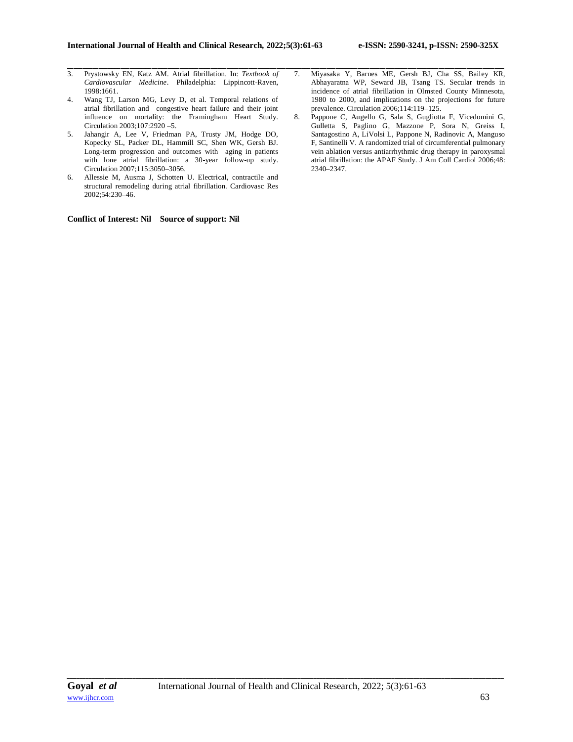3. Prystowsky EN, Katz AM. Atrial fibrillation. In: *Textbook of Cardiovascular Medicine*. Philadelphia: Lippincott-Raven, 1998:1661.
4. Wang TJ, Larson MG, Levy D, et al. Temporal relations of atrial fibrillation and congestive heart failure and their joint influence on mortality: the Framingham Heart Study. Circulation 2003;107:2920 –5.
5. Jahangir A, Lee V, Friedman PA, Trusty JM, Hodge DO, Kopecky SL, Packer DL, Hammill SC, Shen WK, Gersh BJ. Long-term progression and outcomes with aging in patients with lone atrial fibrillation: a 30-year follow-up study. Circulation 2007;115:3050–3056.
6. Allessie M, Ausma J, Schotten U. Electrical, contractile and structural remodeling during atrial fibrillation. Cardiovasc Res 2002;54:230–46.
7. Miyasaka Y, Barnes ME, Gersh BJ, Cha SS, Bailey KR, Abhayaratna WP, Seward JB, Tsang TS. Secular trends in incidence of atrial fibrillation in Olmsted County Minnesota, 1980 to 2000, and implications on the projections for future prevalence. Circulation 2006;114:119–125.
8. Pappone C, Augello G, Sala S, Gugliotta F, Vicedomini G, Gulletta S, Paglino G, Mazzone P, Sora N, Greiss I, Santagostino A, LiVolsi L, Pappone N, Radinovic A, Manguso F, Santinelli V. A randomized trial of circumferential pulmonary vein ablation versus antiarrhythmic drug therapy in paroxysmal atrial fibrillation: the APAF Study. J Am Coll Cardiol 2006;48: 2340–2347.

**Conflict of Interest: Nil Source of support: Nil**